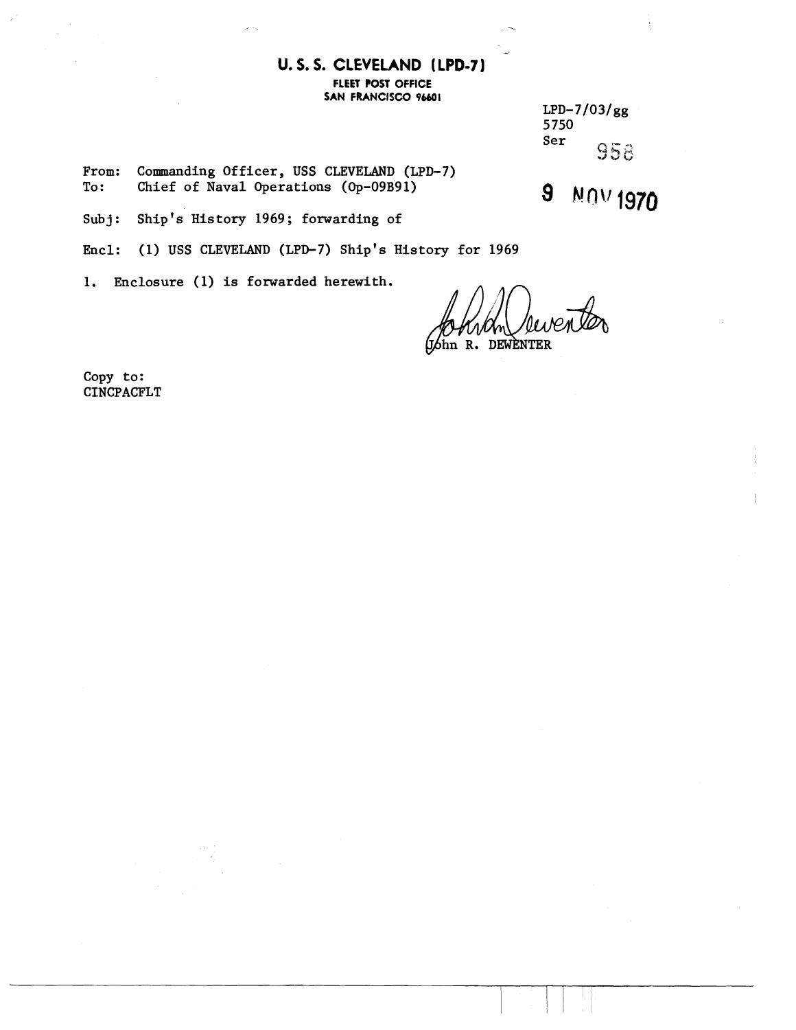# U. S. S. CLEVELAND (LPD-7)

**FLEET POST OFFICE**
**SAN FRANCISCO 96601**

LPD-7/03/gg
5750
Ser 958

**9 NOV 1970**

From: Commanding Officer, USS CLEVELAND (LPD-7)
To: Chief of Naval Operations (Op-09B91)

Subj: Ship's History 1969; forwarding of

Encl: (1) USS CLEVELAND (LPD-7) Ship's History for 1969

1. Enclosure (1) is forwarded herewith.

John R. DEWENTER

Copy to:
CINCPACFLT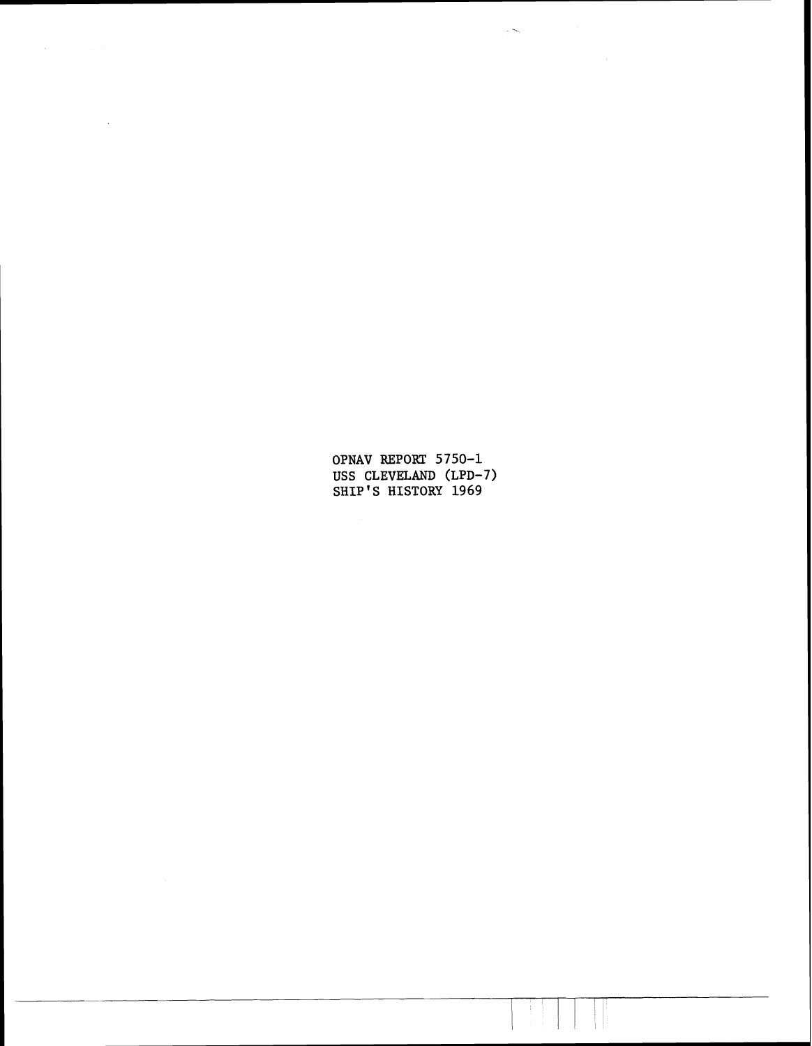OPNAV REPORT 5750-1
USS CLEVELAND (LPD-7)
SHIP'S HISTORY 1969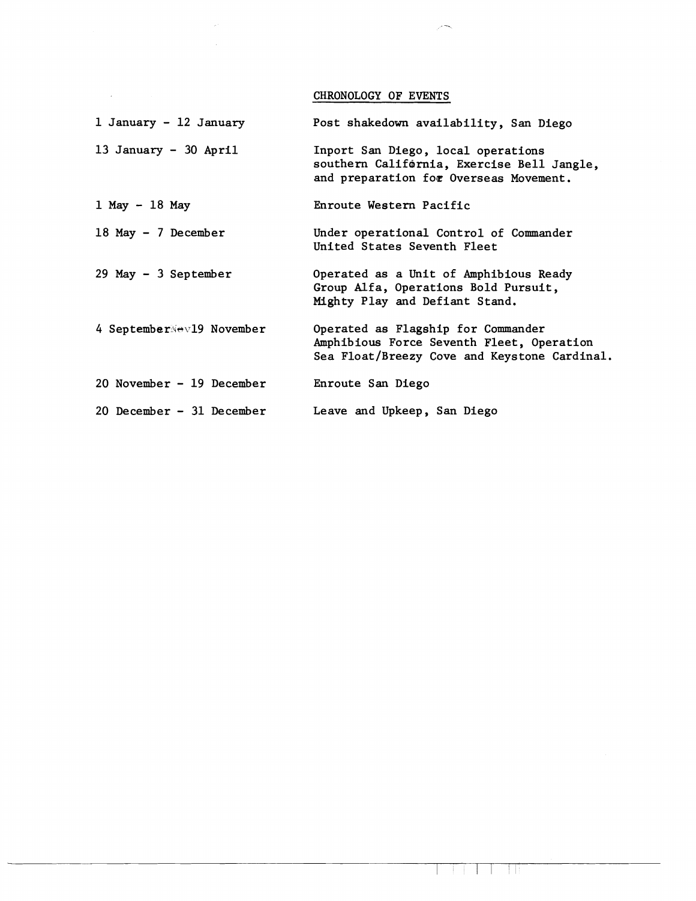## CHRONOLOGY OF EVENTS

| | |
|---|---|
| 1 January - 12 January | Post shakedown availability, San Diego |
| 13 January - 30 April | Inport San Diego, local operations southern California, Exercise Bell Jangle, and preparation for Overseas Movement. |
| 1 May - 18 May | Enroute Western Pacific |
| 18 May - 7 December | Under operational Control of Commander United States Seventh Fleet |
| 29 May - 3 September | Operated as a Unit of Amphibious Ready Group Alfa, Operations Bold Pursuit, Mighty Play and Defiant Stand. |
| 4 September - 19 November | Operated as Flagship for Commander Amphibious Force Seventh Fleet, Operation Sea Float/Breezy Cove and Keystone Cardinal. |
| 20 November - 19 December | Enroute San Diego |
| 20 December - 31 December | Leave and Upkeep, San Diego |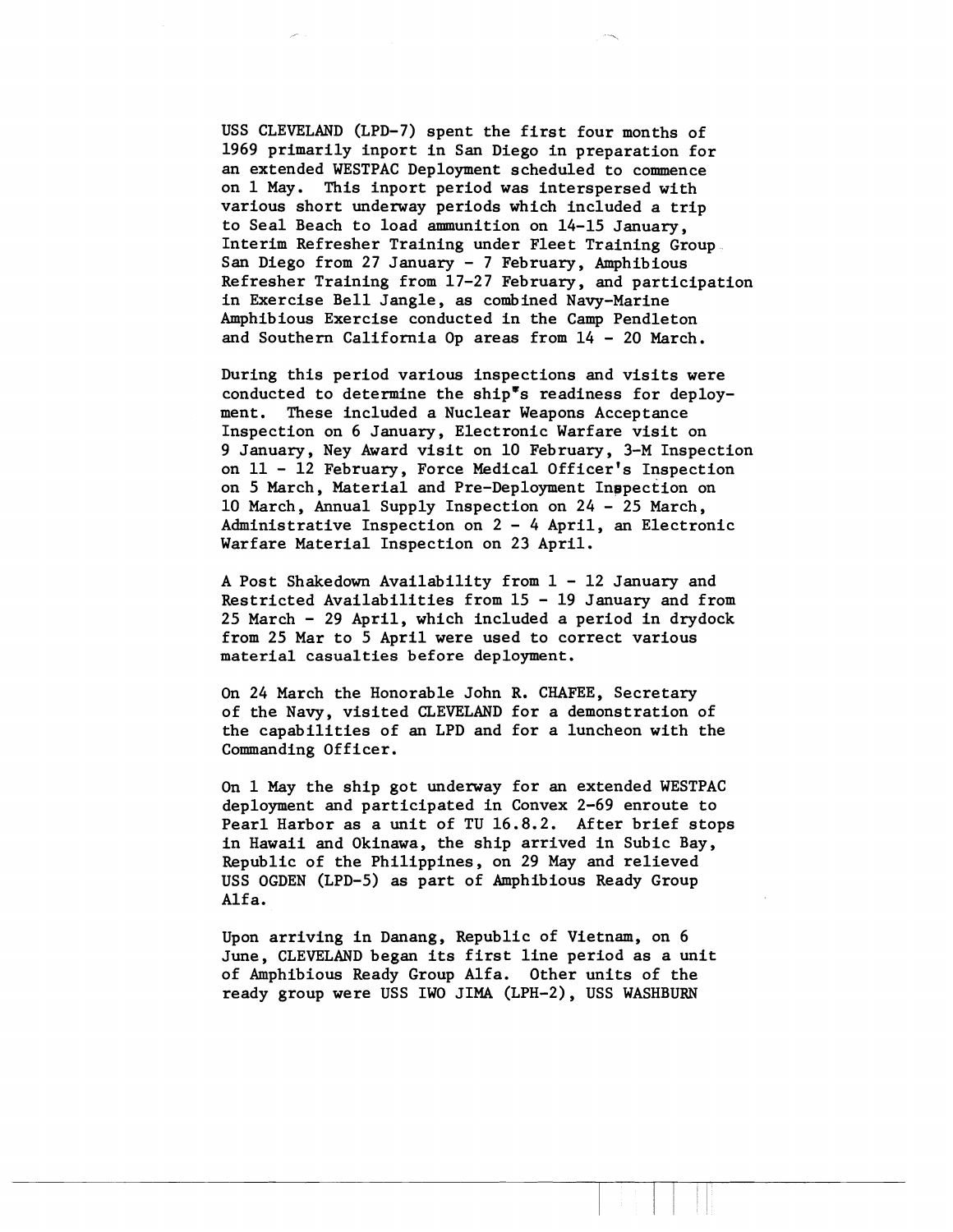USS CLEVELAND (LPD-7) spent the first four months of 1969 primarily inport in San Diego in preparation for an extended WESTPAC Deployment scheduled to commence on 1 May. This inport period was interspersed with various short underway periods which included a trip to Seal Beach to load ammunition on 14-15 January, Interim Refresher Training under Fleet Training Group San Diego from 27 January - 7 February, Amphibious Refresher Training from 17-27 February, and participation in Exercise Bell Jangle, as combined Navy-Marine Amphibious Exercise conducted in the Camp Pendleton and Southern California Op areas from 14 - 20 March.

During this period various inspections and visits were conducted to determine the ship's readiness for deployment. These included a Nuclear Weapons Acceptance Inspection on 6 January, Electronic Warfare visit on 9 January, Ney Award visit on 10 February, 3-M Inspection on 11 - 12 February, Force Medical Officer's Inspection on 5 March, Material and Pre-Deployment Inspection on 10 March, Annual Supply Inspection on 24 - 25 March, Administrative Inspection on 2 - 4 April, an Electronic Warfare Material Inspection on 23 April.

A Post Shakedown Availability from 1 - 12 January and Restricted Availabilities from 15 - 19 January and from 25 March - 29 April, which included a period in drydock from 25 Mar to 5 April were used to correct various material casualties before deployment.

On 24 March the Honorable John R. CHAFEE, Secretary of the Navy, visited CLEVELAND for a demonstration of the capabilities of an LPD and for a luncheon with the Commanding Officer.

On 1 May the ship got underway for an extended WESTPAC deployment and participated in Convex 2-69 enroute to Pearl Harbor as a unit of TU 16.8.2. After brief stops in Hawaii and Okinawa, the ship arrived in Subic Bay, Republic of the Philippines, on 29 May and relieved USS OGDEN (LPD-5) as part of Amphibious Ready Group Alfa.

Upon arriving in Danang, Republic of Vietnam, on 6 June, CLEVELAND began its first line period as a unit of Amphibious Ready Group Alfa. Other units of the ready group were USS IWO JIMA (LPH-2), USS WASHBURN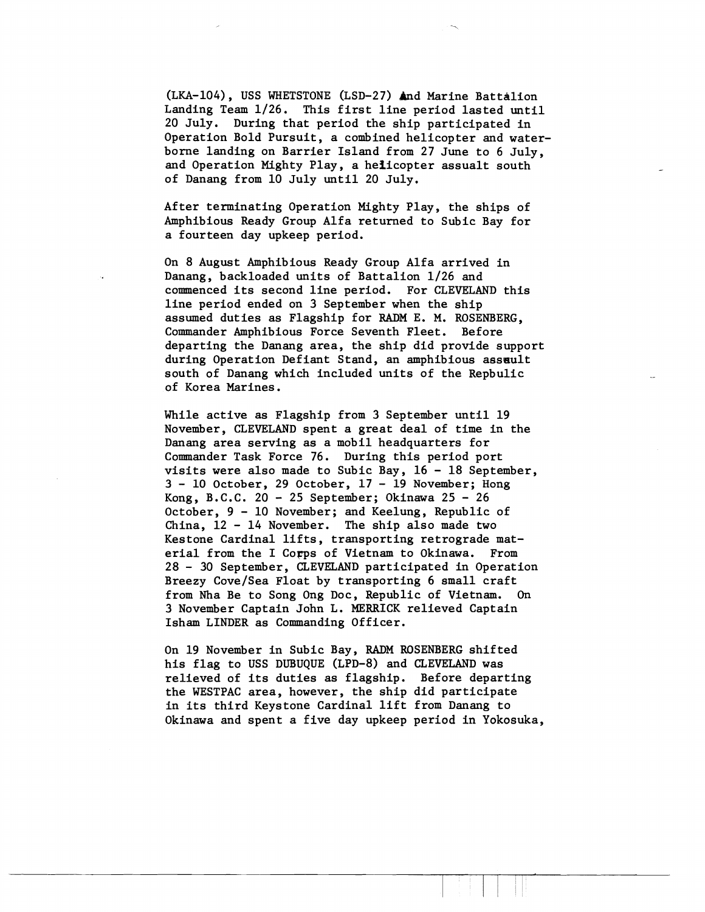(LKA-104), USS WHETSTONE (LSD-27) and Marine Battalion Landing Team 1/26. This first line period lasted until 20 July. During that period the ship participated in Operation Bold Pursuit, a combined helicopter and waterborne landing on Barrier Island from 27 June to 6 July, and Operation Mighty Play, a helicopter assualt south of Danang from 10 July until 20 July.

After terminating Operation Mighty Play, the ships of Amphibious Ready Group Alfa returned to Subic Bay for a fourteen day upkeep period.

On 8 August Amphibious Ready Group Alfa arrived in Danang, backloaded units of Battalion 1/26 and commenced its second line period. For CLEVELAND this line period ended on 3 September when the ship assumed duties as Flagship for RADM E. M. ROSENBERG, Commander Amphibious Force Seventh Fleet. Before departing the Danang area, the ship did provide support during Operation Defiant Stand, an amphibious assault south of Danang which included units of the Repbulic of Korea Marines.

While active as Flagship from 3 September until 19 November, CLEVELAND spent a great deal of time in the Danang area serving as a mobil headquarters for Commander Task Force 76. During this period port visits were also made to Subic Bay, 16 - 18 September, 3 - 10 October, 29 October, 17 - 19 November; Hong Kong, B.C.C. 20 - 25 September; Okinawa 25 - 26 October, 9 - 10 November; and Keelung, Republic of China, 12 - 14 November. The ship also made two Kestone Cardinal lifts, transporting retrograde material from the I Corps of Vietnam to Okinawa. From 28 - 30 September, CLEVELAND participated in Operation Breezy Cove/Sea Float by transporting 6 small craft from Nha Be to Song Ong Doc, Republic of Vietnam. On 3 November Captain John L. MERRICK relieved Captain Isham LINDER as Commanding Officer.

On 19 November in Subic Bay, RADM ROSENBERG shifted his flag to USS DUBUQUE (LPD-8) and CLEVELAND was relieved of its duties as flagship. Before departing the WESTPAC area, however, the ship did participate in its third Keystone Cardinal lift from Danang to Okinawa and spent a five day upkeep period in Yokosuka,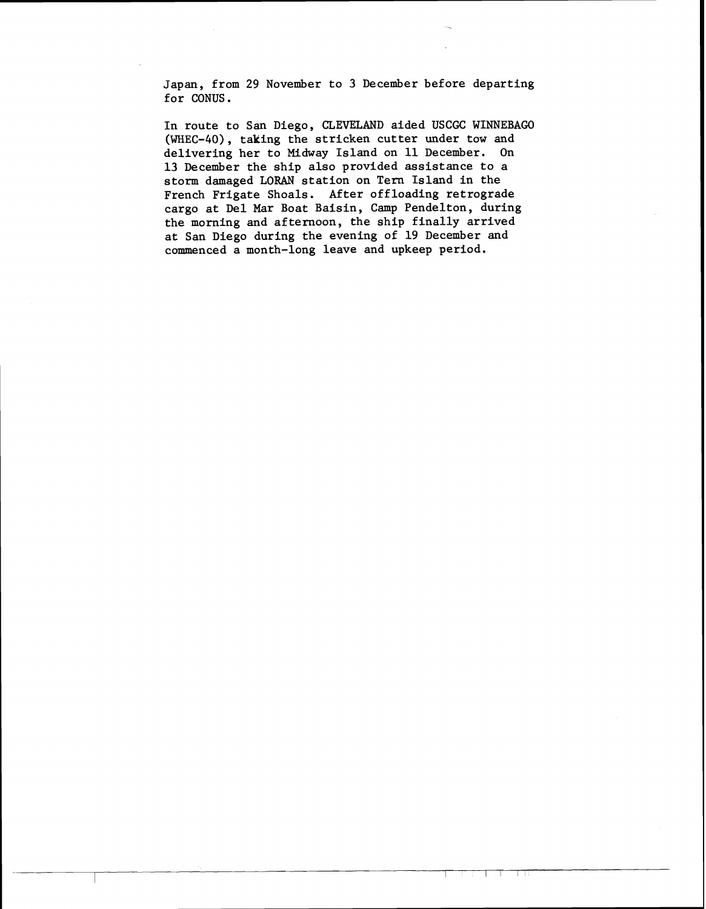Japan, from 29 November to 3 December before departing for CONUS.

In route to San Diego, CLEVELAND aided USCGC WINNEBAGO (WHEC-40), taking the stricken cutter under tow and delivering her to Midway Island on 11 December. On 13 December the ship also provided assistance to a storm damaged LORAN station on Tern Island in the French Frigate Shoals. After offloading retrograde cargo at Del Mar Boat Baisin, Camp Pendelton, during the morning and afternoon, the ship finally arrived at San Diego during the evening of 19 December and commenced a month-long leave and upkeep period.